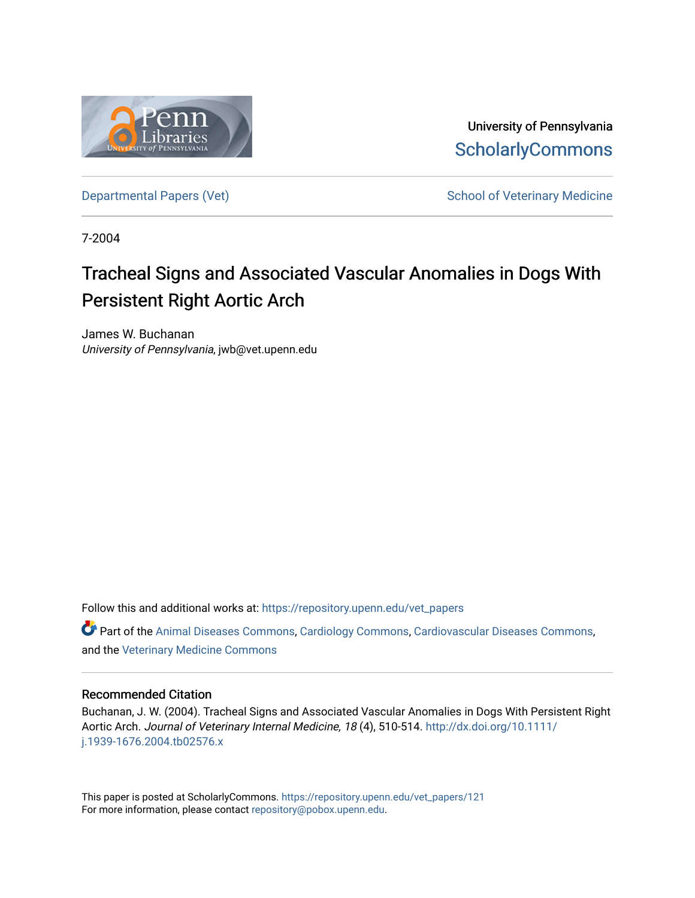University of Pennsylvania
ScholarlyCommons

Departmental Papers (Vet) | School of Veterinary Medicine

7-2004

# Tracheal Signs and Associated Vascular Anomalies in Dogs With Persistent Right Aortic Arch

James W. Buchanan
*University of Pennsylvania*, jwb@vet.upenn.edu

Follow this and additional works at: https://repository.upenn.edu/vet_papers

Part of the Animal Diseases Commons, Cardiology Commons, Cardiovascular Diseases Commons, and the Veterinary Medicine Commons

## Recommended Citation

Buchanan, J. W. (2004). Tracheal Signs and Associated Vascular Anomalies in Dogs With Persistent Right Aortic Arch. *Journal of Veterinary Internal Medicine, 18* (4), 510-514. http://dx.doi.org/10.1111/j.1939-1676.2004.tb02576.x

This paper is posted at ScholarlyCommons. https://repository.upenn.edu/vet_papers/121
For more information, please contact repository@pobox.upenn.edu.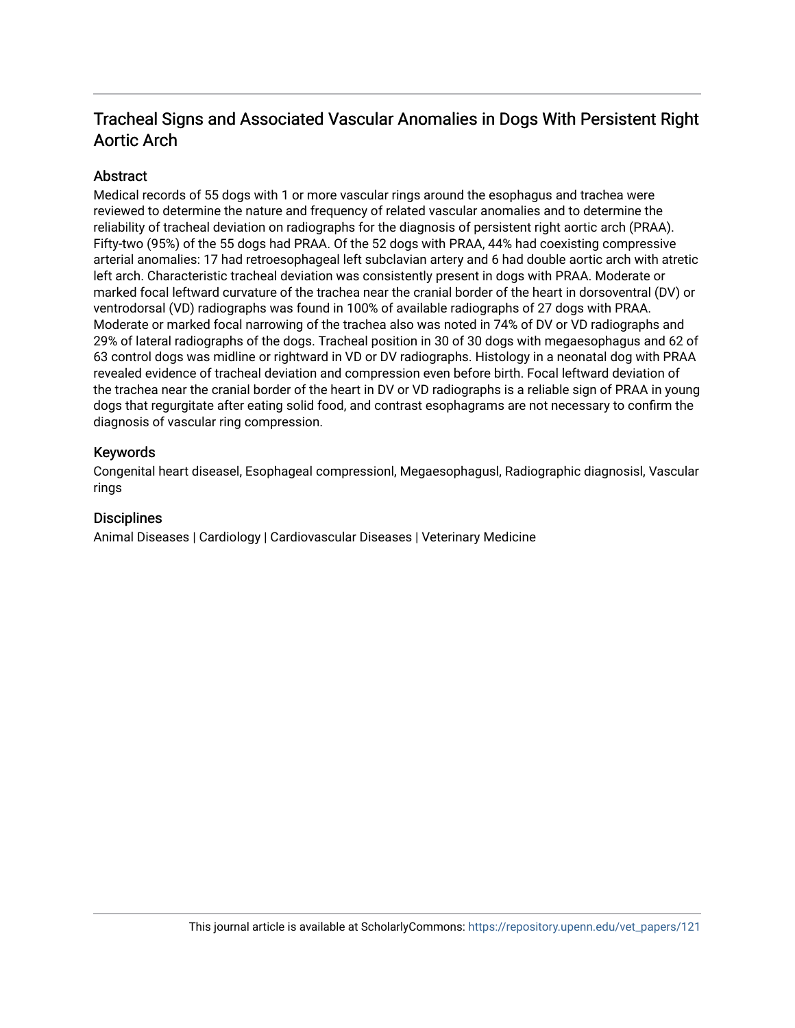## Tracheal Signs and Associated Vascular Anomalies in Dogs With Persistent Right Aortic Arch

### Abstract

Medical records of 55 dogs with 1 or more vascular rings around the esophagus and trachea were reviewed to determine the nature and frequency of related vascular anomalies and to determine the reliability of tracheal deviation on radiographs for the diagnosis of persistent right aortic arch (PRAA). Fifty-two (95%) of the 55 dogs had PRAA. Of the 52 dogs with PRAA, 44% had coexisting compressive arterial anomalies: 17 had retroesophageal left subclavian artery and 6 had double aortic arch with atretic left arch. Characteristic tracheal deviation was consistently present in dogs with PRAA. Moderate or marked focal leftward curvature of the trachea near the cranial border of the heart in dorsoventral (DV) or ventrodorsal (VD) radiographs was found in 100% of available radiographs of 27 dogs with PRAA. Moderate or marked focal narrowing of the trachea also was noted in 74% of DV or VD radiographs and 29% of lateral radiographs of the dogs. Tracheal position in 30 of 30 dogs with megaesophagus and 62 of 63 control dogs was midline or rightward in VD or DV radiographs. Histology in a neonatal dog with PRAA revealed evidence of tracheal deviation and compression even before birth. Focal leftward deviation of the trachea near the cranial border of the heart in DV or VD radiographs is a reliable sign of PRAA in young dogs that regurgitate after eating solid food, and contrast esophagrams are not necessary to confirm the diagnosis of vascular ring compression.

### Keywords

Congenital heart diseasel, Esophageal compressionl, Megaesophagusl, Radiographic diagnosisl, Vascular rings

### Disciplines

Animal Diseases | Cardiology | Cardiovascular Diseases | Veterinary Medicine

This journal article is available at ScholarlyCommons: https://repository.upenn.edu/vet_papers/121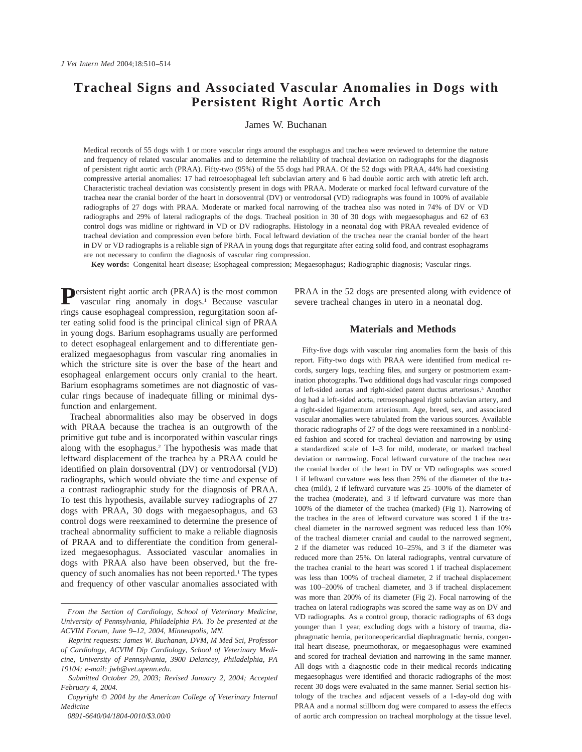# Tracheal Signs and Associated Vascular Anomalies in Dogs with Persistent Right Aortic Arch

James W. Buchanan

Medical records of 55 dogs with 1 or more vascular rings around the esophagus and trachea were reviewed to determine the nature and frequency of related vascular anomalies and to determine the reliability of tracheal deviation on radiographs for the diagnosis of persistent right aortic arch (PRAA). Fifty-two (95%) of the 55 dogs had PRAA. Of the 52 dogs with PRAA, 44% had coexisting compressive arterial anomalies: 17 had retroesophageal left subclavian artery and 6 had double aortic arch with atretic left arch. Characteristic tracheal deviation was consistently present in dogs with PRAA. Moderate or marked focal leftward curvature of the trachea near the cranial border of the heart in dorsoventral (DV) or ventrodorsal (VD) radiographs was found in 100% of available radiographs of 27 dogs with PRAA. Moderate or marked focal narrowing of the trachea also was noted in 74% of DV or VD radiographs and 29% of lateral radiographs of the dogs. Tracheal position in 30 of 30 dogs with megaesophagus and 62 of 63 control dogs was midline or rightward in VD or DV radiographs. Histology in a neonatal dog with PRAA revealed evidence of tracheal deviation and compression even before birth. Focal leftward deviation of the trachea near the cranial border of the heart in DV or VD radiographs is a reliable sign of PRAA in young dogs that regurgitate after eating solid food, and contrast esophagrams are not necessary to confirm the diagnosis of vascular ring compression.

**Key words:** Congenital heart disease; Esophageal compression; Megaesophagus; Radiographic diagnosis; Vascular rings.

Persistent right aortic arch (PRAA) is the most common vascular ring anomaly in dogs.[1] Because vascular rings cause esophageal compression, regurgitation soon after eating solid food is the principal clinical sign of PRAA in young dogs. Barium esophagrams usually are performed to detect esophageal enlargement and to differentiate generalized megaesophagus from vascular ring anomalies in which the stricture site is over the base of the heart and esophageal enlargement occurs only cranial to the heart. Barium esophagrams sometimes are not diagnostic of vascular rings because of inadequate filling or minimal dysfunction and enlargement.

Tracheal abnormalities also may be observed in dogs with PRAA because the trachea is an outgrowth of the primitive gut tube and is incorporated within vascular rings along with the esophagus.[2] The hypothesis was made that leftward displacement of the trachea by a PRAA could be identified on plain dorsoventral (DV) or ventrodorsal (VD) radiographs, which would obviate the time and expense of a contrast radiographic study for the diagnosis of PRAA. To test this hypothesis, available survey radiographs of 27 dogs with PRAA, 30 dogs with megaesophagus, and 63 control dogs were reexamined to determine the presence of tracheal abnormality sufficient to make a reliable diagnosis of PRAA and to differentiate the condition from generalized megaesophagus. Associated vascular anomalies in dogs with PRAA also have been observed, but the frequency of such anomalies has not been reported.[1] The types and frequency of other vascular anomalies associated with PRAA in the 52 dogs are presented along with evidence of severe tracheal changes in utero in a neonatal dog.

## Materials and Methods

Fifty-five dogs with vascular ring anomalies form the basis of this report. Fifty-two dogs with PRAA were identified from medical records, surgery logs, teaching files, and surgery or postmortem examination photographs. Two additional dogs had vascular rings composed of left-sided aortas and right-sided patent ductus arteriosus.[3] Another dog had a left-sided aorta, retroesophageal right subclavian artery, and a right-sided ligamentum arteriosum. Age, breed, sex, and associated vascular anomalies were tabulated from the various sources. Available thoracic radiographs of 27 of the dogs were reexamined in a nonblinded fashion and scored for tracheal deviation and narrowing by using a standardized scale of 1–3 for mild, moderate, or marked tracheal deviation or narrowing. Focal leftward curvature of the trachea near the cranial border of the heart in DV or VD radiographs was scored 1 if leftward curvature was less than 25% of the diameter of the trachea (mild), 2 if leftward curvature was 25–100% of the diameter of the trachea (moderate), and 3 if leftward curvature was more than 100% of the diameter of the trachea (marked) (Fig 1). Narrowing of the trachea in the area of leftward curvature was scored 1 if the tracheal diameter in the narrowed segment was reduced less than 10% of the tracheal diameter cranial and caudal to the narrowed segment, 2 if the diameter was reduced 10–25%, and 3 if the diameter was reduced more than 25%. On lateral radiographs, ventral curvature of the trachea cranial to the heart was scored 1 if tracheal displacement was less than 100% of tracheal diameter, 2 if tracheal displacement was 100–200% of tracheal diameter, and 3 if tracheal displacement was more than 200% of its diameter (Fig 2). Focal narrowing of the trachea on lateral radiographs was scored the same way as on DV and VD radiographs. As a control group, thoracic radiographs of 63 dogs younger than 1 year, excluding dogs with a history of trauma, diaphragmatic hernia, peritoneopericardial diaphragmatic hernia, congenital heart disease, pneumothorax, or megaesophagus were examined and scored for tracheal deviation and narrowing in the same manner. All dogs with a diagnostic code in their medical records indicating megaesophagus were identified and thoracic radiographs of the most recent 30 dogs were evaluated in the same manner. Serial section histology of the trachea and adjacent vessels of a 1-day-old dog with PRAA and a normal stillborn dog were compared to assess the effects of aortic arch compression on tracheal morphology at the tissue level.

*From the Section of Cardiology, School of Veterinary Medicine, University of Pennsylvania, Philadelphia PA. To be presented at the ACVIM Forum, June 9–12, 2004, Minneapolis, MN.*

*Reprint requests: James W. Buchanan, DVM, M Med Sci, Professor of Cardiology, ACVIM Dip Cardiology, School of Veterinary Medicine, University of Pennsylvania, 3900 Delancey, Philadelphia, PA 19104; e-mail: jwb@vet.upenn.edu.*

*Submitted October 29, 2003; Revised January 2, 2004; Accepted February 4, 2004.*

*Copyright © 2004 by the American College of Veterinary Internal Medicine*

*0891-6640/04/1804-0010/$3.00/0*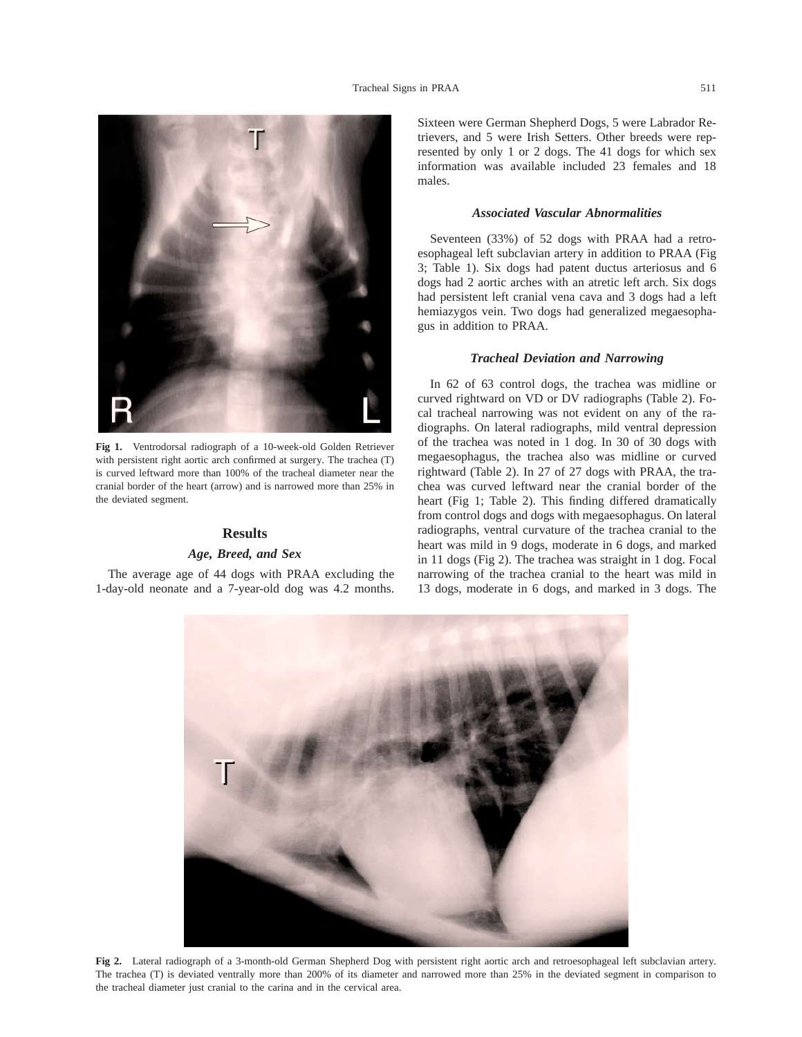Fig 1. Ventrodorsal radiograph of a 10-week-old Golden Retriever with persistent right aortic arch confirmed at surgery. The trachea (T) is curved leftward more than 100% of the tracheal diameter near the cranial border of the heart (arrow) and is narrowed more than 25% in the deviated segment.

## Results

### *Age, Breed, and Sex*

The average age of 44 dogs with PRAA excluding the 1-day-old neonate and a 7-year-old dog was 4.2 months. Sixteen were German Shepherd Dogs, 5 were Labrador Retrievers, and 5 were Irish Setters. Other breeds were represented by only 1 or 2 dogs. The 41 dogs for which sex information was available included 23 females and 18 males.

### *Associated Vascular Abnormalities*

Seventeen (33%) of 52 dogs with PRAA had a retroesophageal left subclavian artery in addition to PRAA (Fig 3; Table 1). Six dogs had patent ductus arteriosus and 6 dogs had 2 aortic arches with an atretic left arch. Six dogs had persistent left cranial vena cava and 3 dogs had a left hemiazygos vein. Two dogs had generalized megaesophagus in addition to PRAA.

### *Tracheal Deviation and Narrowing*

In 62 of 63 control dogs, the trachea was midline or curved rightward on VD or DV radiographs (Table 2). Focal tracheal narrowing was not evident on any of the radiographs. On lateral radiographs, mild ventral depression of the trachea was noted in 1 dog. In 30 of 30 dogs with megaesophagus, the trachea also was midline or curved rightward (Table 2). In 27 of 27 dogs with PRAA, the trachea was curved leftward near the cranial border of the heart (Fig 1; Table 2). This finding differed dramatically from control dogs and dogs with megaesophagus. On lateral radiographs, ventral curvature of the trachea cranial to the heart was mild in 9 dogs, moderate in 6 dogs, and marked in 11 dogs (Fig 2). The trachea was straight in 1 dog. Focal narrowing of the trachea cranial to the heart was mild in 13 dogs, moderate in 6 dogs, and marked in 3 dogs. The

Fig 2. Lateral radiograph of a 3-month-old German Shepherd Dog with persistent right aortic arch and retroesophageal left subclavian artery. The trachea (T) is deviated ventrally more than 200% of its diameter and narrowed more than 25% in the deviated segment in comparison to the tracheal diameter just cranial to the carina and in the cervical area.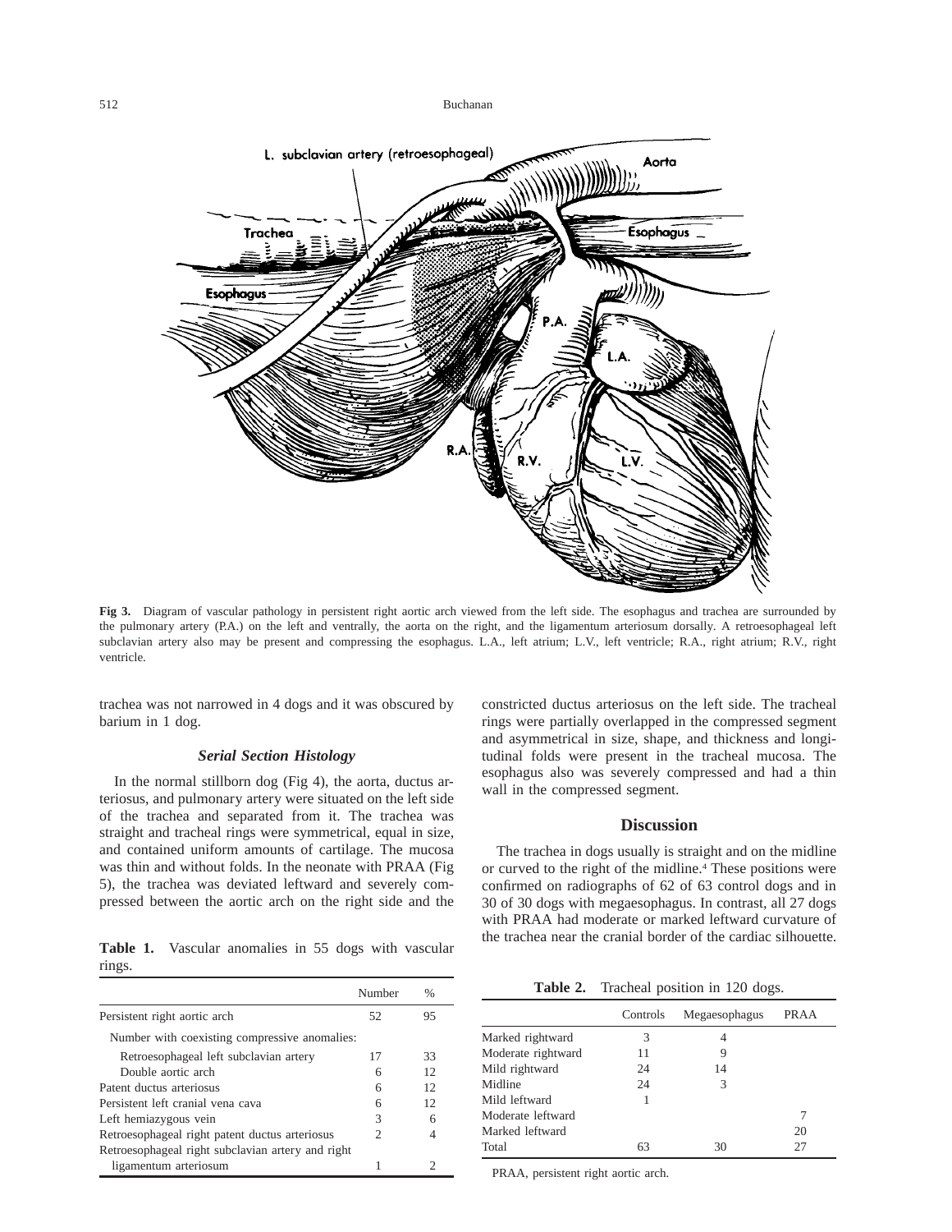**Fig 3.** Diagram of vascular pathology in persistent right aortic arch viewed from the left side. The esophagus and trachea are surrounded by the pulmonary artery (P.A.) on the left and ventrally, the aorta on the right, and the ligamentum arteriosum dorsally. A retroesophageal left subclavian artery also may be present and compressing the esophagus. L.A., left atrium; L.V., left ventricle; R.A., right atrium; R.V., right ventricle.

trachea was not narrowed in 4 dogs and it was obscured by barium in 1 dog.

### *Serial Section Histology*

In the normal stillborn dog (Fig 4), the aorta, ductus arteriosus, and pulmonary artery were situated on the left side of the trachea and separated from it. The trachea was straight and tracheal rings were symmetrical, equal in size, and contained uniform amounts of cartilage. The mucosa was thin and without folds. In the neonate with PRAA (Fig 5), the trachea was deviated leftward and severely compressed between the aortic arch on the right side and the constricted ductus arteriosus on the left side. The tracheal rings were partially overlapped in the compressed segment and asymmetrical in size, shape, and thickness and longitudinal folds were present in the tracheal mucosa. The esophagus also was severely compressed and had a thin wall in the compressed segment.

**Table 1.** Vascular anomalies in 55 dogs with vascular rings.

| | Number | % |
|---|---|---|
| Persistent right aortic arch | 52 | 95 |
| Number with coexisting compressive anomalies: | | |
| Retroesophageal left subclavian artery | 17 | 33 |
| Double aortic arch | 6 | 12 |
| Patent ductus arteriosus | 6 | 12 |
| Persistent left cranial vena cava | 6 | 12 |
| Left hemiazygous vein | 3 | 6 |
| Retroesophageal right patent ductus arteriosus | 2 | 4 |
| Retroesophageal right subclavian artery and right ligamentum arteriosum | 1 | 2 |

## Discussion

The trachea in dogs usually is straight and on the midline or curved to the right of the midline.[4] These positions were confirmed on radiographs of 62 of 63 control dogs and in 30 of 30 dogs with megaesophagus. In contrast, all 27 dogs with PRAA had moderate or marked leftward curvature of the trachea near the cranial border of the cardiac silhouette.

**Table 2.** Tracheal position in 120 dogs.

| | Controls | Megaesophagus | PRAA |
|---|---|---|---|
| Marked rightward | 3 | 4 | |
| Moderate rightward | 11 | 9 | |
| Mild rightward | 24 | 14 | |
| Midline | 24 | 3 | |
| Mild leftward | 1 | | |
| Moderate leftward | | | 7 |
| Marked leftward | | | 20 |
| Total | 63 | 30 | 27 |

PRAA, persistent right aortic arch.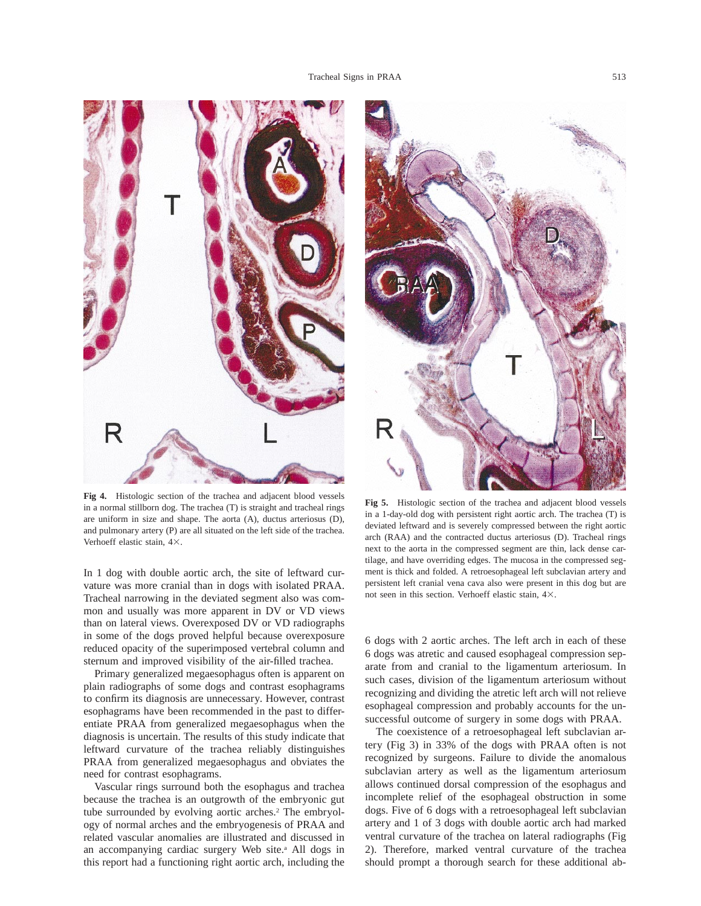**Fig 4.** Histologic section of the trachea and adjacent blood vessels in a normal stillborn dog. The trachea (T) is straight and tracheal rings are uniform in size and shape. The aorta (A), ductus arteriosus (D), and pulmonary artery (P) are all situated on the left side of the trachea. Verhoeff elastic stain, 4×.

**Fig 5.** Histologic section of the trachea and adjacent blood vessels in a 1-day-old dog with persistent right aortic arch. The trachea (T) is deviated leftward and is severely compressed between the right aortic arch (RAA) and the contracted ductus arteriosus (D). Tracheal rings next to the aorta in the compressed segment are thin, lack dense cartilage, and have overriding edges. The mucosa in the compressed segment is thick and folded. A retroesophageal left subclavian artery and persistent left cranial vena cava also were present in this dog but are not seen in this section. Verhoeff elastic stain, 4×.

In 1 dog with double aortic arch, the site of leftward curvature was more cranial than in dogs with isolated PRAA. Tracheal narrowing in the deviated segment also was common and usually was more apparent in DV or VD views than on lateral views. Overexposed DV or VD radiographs in some of the dogs proved helpful because overexposure reduced opacity of the superimposed vertebral column and sternum and improved visibility of the air-filled trachea.

Primary generalized megaesophagus often is apparent on plain radiographs of some dogs and contrast esophagrams to confirm its diagnosis are unnecessary. However, contrast esophagrams have been recommended in the past to differentiate PRAA from generalized megaesophagus when the diagnosis is uncertain. The results of this study indicate that leftward curvature of the trachea reliably distinguishes PRAA from generalized megaesophagus and obviates the need for contrast esophagrams.

Vascular rings surround both the esophagus and trachea because the trachea is an outgrowth of the embryonic gut tube surrounded by evolving aortic arches.[2] The embryology of normal arches and the embryogenesis of PRAA and related vascular anomalies are illustrated and discussed in an accompanying cardiac surgery Web site.[a] All dogs in this report had a functioning right aortic arch, including the 6 dogs with 2 aortic arches. The left arch in each of these 6 dogs was atretic and caused esophageal compression separate from and cranial to the ligamentum arteriosum. In such cases, division of the ligamentum arteriosum without recognizing and dividing the atretic left arch will not relieve esophageal compression and probably accounts for the unsuccessful outcome of surgery in some dogs with PRAA.

The coexistence of a retroesophageal left subclavian artery (Fig 3) in 33% of the dogs with PRAA often is not recognized by surgeons. Failure to divide the anomalous subclavian artery as well as the ligamentum arteriosum allows continued dorsal compression of the esophagus and incomplete relief of the esophageal obstruction in some dogs. Five of 6 dogs with a retroesophageal left subclavian artery and 1 of 3 dogs with double aortic arch had marked ventral curvature of the trachea on lateral radiographs (Fig 2). Therefore, marked ventral curvature of the trachea should prompt a thorough search for these additional ab-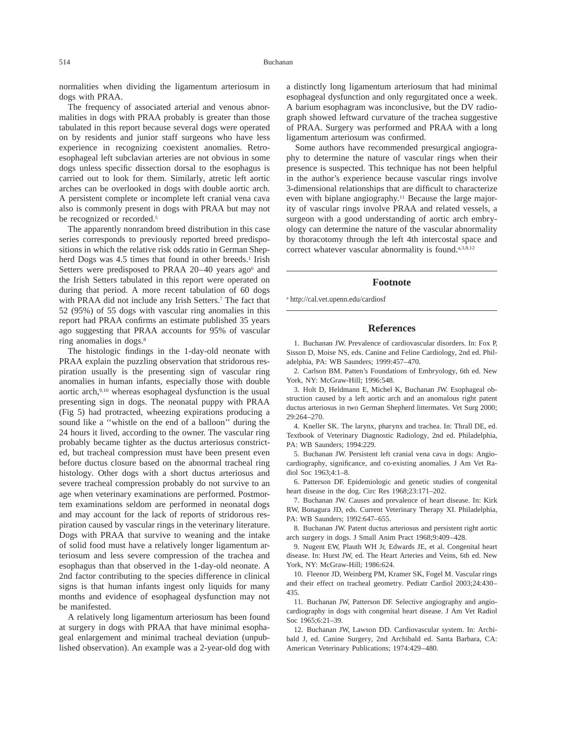normalities when dividing the ligamentum arteriosum in dogs with PRAA.

The frequency of associated arterial and venous abnormalities in dogs with PRAA probably is greater than those tabulated in this report because several dogs were operated on by residents and junior staff surgeons who have less experience in recognizing coexistent anomalies. Retroesophageal left subclavian arteries are not obvious in some dogs unless specific dissection dorsal to the esophagus is carried out to look for them. Similarly, atretic left aortic arches can be overlooked in dogs with double aortic arch. A persistent complete or incomplete left cranial vena cava also is commonly present in dogs with PRAA but may not be recognized or recorded.[5]

The apparently nonrandom breed distribution in this case series corresponds to previously reported breed predispositions in which the relative risk odds ratio in German Shepherd Dogs was 4.5 times that found in other breeds.[1] Irish Setters were predisposed to PRAA 20–40 years ago[6] and the Irish Setters tabulated in this report were operated on during that period. A more recent tabulation of 60 dogs with PRAA did not include any Irish Setters.[7] The fact that 52 (95%) of 55 dogs with vascular ring anomalies in this report had PRAA confirms an estimate published 35 years ago suggesting that PRAA accounts for 95% of vascular ring anomalies in dogs.[8]

The histologic findings in the 1-day-old neonate with PRAA explain the puzzling observation that stridorous respiration usually is the presenting sign of vascular ring anomalies in human infants, especially those with double aortic arch,[9,10] whereas esophageal dysfunction is the usual presenting sign in dogs. The neonatal puppy with PRAA (Fig 5) had protracted, wheezing expirations producing a sound like a ''whistle on the end of a balloon'' during the 24 hours it lived, according to the owner. The vascular ring probably became tighter as the ductus arteriosus constricted, but tracheal compression must have been present even before ductus closure based on the abnormal tracheal ring histology. Other dogs with a short ductus arteriosus and severe tracheal compression probably do not survive to an age when veterinary examinations are performed. Postmortem examinations seldom are performed in neonatal dogs and may account for the lack of reports of stridorous respiration caused by vascular rings in the veterinary literature. Dogs with PRAA that survive to weaning and the intake of solid food must have a relatively longer ligamentum arteriosum and less severe compression of the trachea and esophagus than that observed in the 1-day-old neonate. A 2nd factor contributing to the species difference in clinical signs is that human infants ingest only liquids for many months and evidence of esophageal dysfunction may not be manifested.

A relatively long ligamentum arteriosum has been found at surgery in dogs with PRAA that have minimal esophageal enlargement and minimal tracheal deviation (unpublished observation). An example was a 2-year-old dog with a distinctly long ligamentum arteriosum that had minimal esophageal dysfunction and only regurgitated once a week. A barium esophagram was inconclusive, but the DV radiograph showed leftward curvature of the trachea suggestive of PRAA. Surgery was performed and PRAA with a long ligamentum arteriosum was confirmed.

Some authors have recommended presurgical angiography to determine the nature of vascular rings when their presence is suspected. This technique has not been helpful in the author's experience because vascular rings involve 3-dimensional relationships that are difficult to characterize even with biplane angiography.[11] Because the large majority of vascular rings involve PRAA and related vessels, a surgeon with a good understanding of aortic arch embryology can determine the nature of the vascular abnormality by thoracotomy through the left 4th intercostal space and correct whatever vascular abnormality is found.[a,3,8,12]

## Footnote

[a] http://cal.vet.upenn.edu/cardiosf

## References

1. Buchanan JW. Prevalence of cardiovascular disorders. In: Fox P, Sisson D, Moise NS, eds. Canine and Feline Cardiology, 2nd ed. Philadelphia, PA: WB Saunders; 1999:457–470.

2. Carlson BM. Patten's Foundations of Embryology, 6th ed. New York, NY: McGraw-Hill; 1996:548.

3. Holt D, Heldmann E, Michel K, Buchanan JW. Esophageal obstruction caused by a left aortic arch and an anomalous right patent ductus arteriosus in two German Shepherd littermates. Vet Surg 2000; 29:264–270.

4. Kneller SK. The larynx, pharynx and trachea. In: Thrall DE, ed. Textbook of Veterinary Diagnostic Radiology, 2nd ed. Philadelphia, PA: WB Saunders; 1994:229.

5. Buchanan JW. Persistent left cranial vena cava in dogs: Angiocardiography, significance, and co-existing anomalies. J Am Vet Radiol Soc 1963;4:1–8.

6. Patterson DF. Epidemiologic and genetic studies of congenital heart disease in the dog. Circ Res 1968;23:171–202.

7. Buchanan JW. Causes and prevalence of heart disease. In: Kirk RW, Bonagura JD, eds. Current Veterinary Therapy XI. Philadelphia, PA: WB Saunders; 1992:647–655.

8. Buchanan JW. Patent ductus arteriosus and persistent right aortic arch surgery in dogs. J Small Anim Pract 1968;9:409–428.

9. Nugent EW, Plauth WH Jr, Edwards JE, et al. Congenital heart disease. In: Hurst JW, ed. The Heart Arteries and Veins, 6th ed. New York, NY: McGraw-Hill; 1986:624.

10. Fleenor JD, Weinberg PM, Kramer SK, Fogel M. Vascular rings and their effect on tracheal geometry. Pediatr Cardiol 2003;24:430–435.

11. Buchanan JW, Patterson DF. Selective angiography and angiocardiography in dogs with congenital heart disease. J Am Vet Radiol Soc 1965;6:21–39.

12. Buchanan JW, Lawson DD. Cardiovascular system. In: Archibald J, ed. Canine Surgery, 2nd Archibald ed. Santa Barbara, CA: American Veterinary Publications; 1974:429–480.